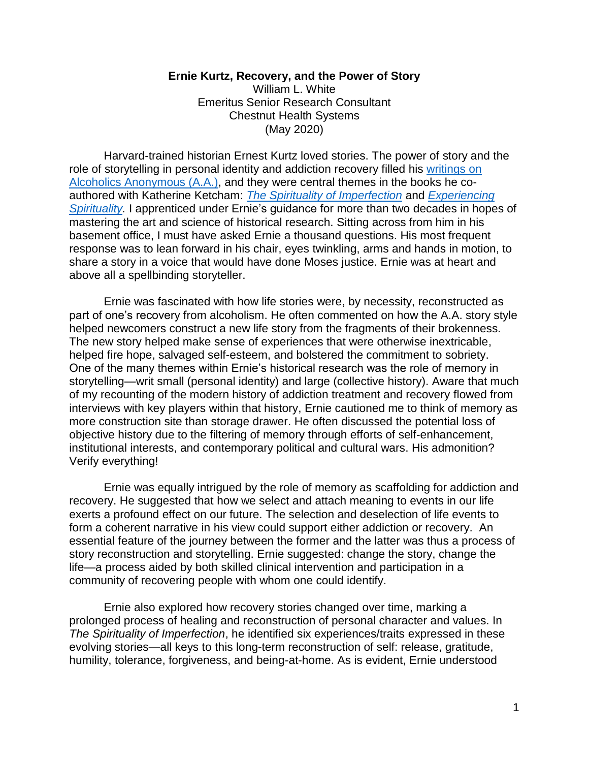**Ernie Kurtz, Recovery, and the Power of Story**

William L. White
Emeritus Senior Research Consultant
Chestnut Health Systems
(May 2020)

Harvard-trained historian Ernest Kurtz loved stories. The power of story and the role of storytelling in personal identity and addiction recovery filled his writings on Alcoholics Anonymous (A.A.), and they were central themes in the books he co-authored with Katherine Ketcham: *The Spirituality of Imperfection* and *Experiencing Spirituality.* I apprenticed under Ernie's guidance for more than two decades in hopes of mastering the art and science of historical research. Sitting across from him in his basement office, I must have asked Ernie a thousand questions. His most frequent response was to lean forward in his chair, eyes twinkling, arms and hands in motion, to share a story in a voice that would have done Moses justice. Ernie was at heart and above all a spellbinding storyteller.

Ernie was fascinated with how life stories were, by necessity, reconstructed as part of one's recovery from alcoholism. He often commented on how the A.A. story style helped newcomers construct a new life story from the fragments of their brokenness. The new story helped make sense of experiences that were otherwise inextricable, helped fire hope, salvaged self-esteem, and bolstered the commitment to sobriety. One of the many themes within Ernie's historical research was the role of memory in storytelling—writ small (personal identity) and large (collective history). Aware that much of my recounting of the modern history of addiction treatment and recovery flowed from interviews with key players within that history, Ernie cautioned me to think of memory as more construction site than storage drawer. He often discussed the potential loss of objective history due to the filtering of memory through efforts of self-enhancement, institutional interests, and contemporary political and cultural wars. His admonition? Verify everything!

Ernie was equally intrigued by the role of memory as scaffolding for addiction and recovery. He suggested that how we select and attach meaning to events in our life exerts a profound effect on our future. The selection and deselection of life events to form a coherent narrative in his view could support either addiction or recovery. An essential feature of the journey between the former and the latter was thus a process of story reconstruction and storytelling. Ernie suggested: change the story, change the life—a process aided by both skilled clinical intervention and participation in a community of recovering people with whom one could identify.

Ernie also explored how recovery stories changed over time, marking a prolonged process of healing and reconstruction of personal character and values. In *The Spirituality of Imperfection*, he identified six experiences/traits expressed in these evolving stories—all keys to this long-term reconstruction of self: release, gratitude, humility, tolerance, forgiveness, and being-at-home. As is evident, Ernie understood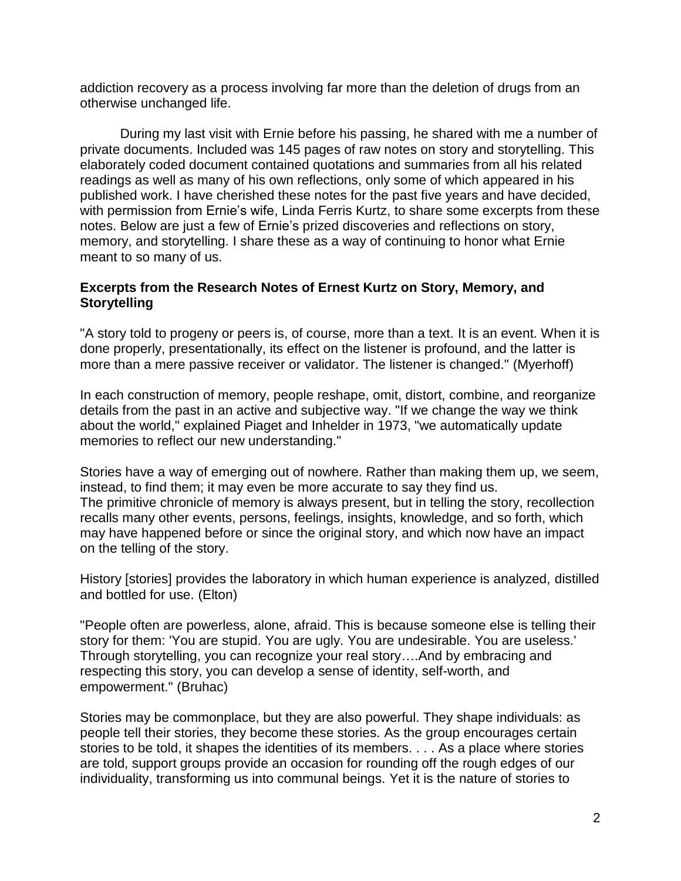addiction recovery as a process involving far more than the deletion of drugs from an otherwise unchanged life.

During my last visit with Ernie before his passing, he shared with me a number of private documents. Included was 145 pages of raw notes on story and storytelling. This elaborately coded document contained quotations and summaries from all his related readings as well as many of his own reflections, only some of which appeared in his published work. I have cherished these notes for the past five years and have decided, with permission from Ernie's wife, Linda Ferris Kurtz, to share some excerpts from these notes. Below are just a few of Ernie's prized discoveries and reflections on story, memory, and storytelling. I share these as a way of continuing to honor what Ernie meant to so many of us.

**Excerpts from the Research Notes of Ernest Kurtz on Story, Memory, and Storytelling**

"A story told to progeny or peers is, of course, more than a text. It is an event. When it is done properly, presentationally, its effect on the listener is profound, and the latter is more than a mere passive receiver or validator. The listener is changed." (Myerhoff)

In each construction of memory, people reshape, omit, distort, combine, and reorganize details from the past in an active and subjective way. "If we change the way we think about the world," explained Piaget and Inhelder in 1973, "we automatically update memories to reflect our new understanding."

Stories have a way of emerging out of nowhere. Rather than making them up, we seem, instead, to find them; it may even be more accurate to say they find us.
The primitive chronicle of memory is always present, but in telling the story, recollection recalls many other events, persons, feelings, insights, knowledge, and so forth, which may have happened before or since the original story, and which now have an impact on the telling of the story.

History [stories] provides the laboratory in which human experience is analyzed, distilled and bottled for use. (Elton)

"People often are powerless, alone, afraid. This is because someone else is telling their story for them: 'You are stupid. You are ugly. You are undesirable. You are useless.' Through storytelling, you can recognize your real story….And by embracing and respecting this story, you can develop a sense of identity, self-worth, and empowerment." (Bruhac)

Stories may be commonplace, but they are also powerful. They shape individuals: as people tell their stories, they become these stories. As the group encourages certain stories to be told, it shapes the identities of its members. . . . As a place where stories are told, support groups provide an occasion for rounding off the rough edges of our individuality, transforming us into communal beings. Yet it is the nature of stories to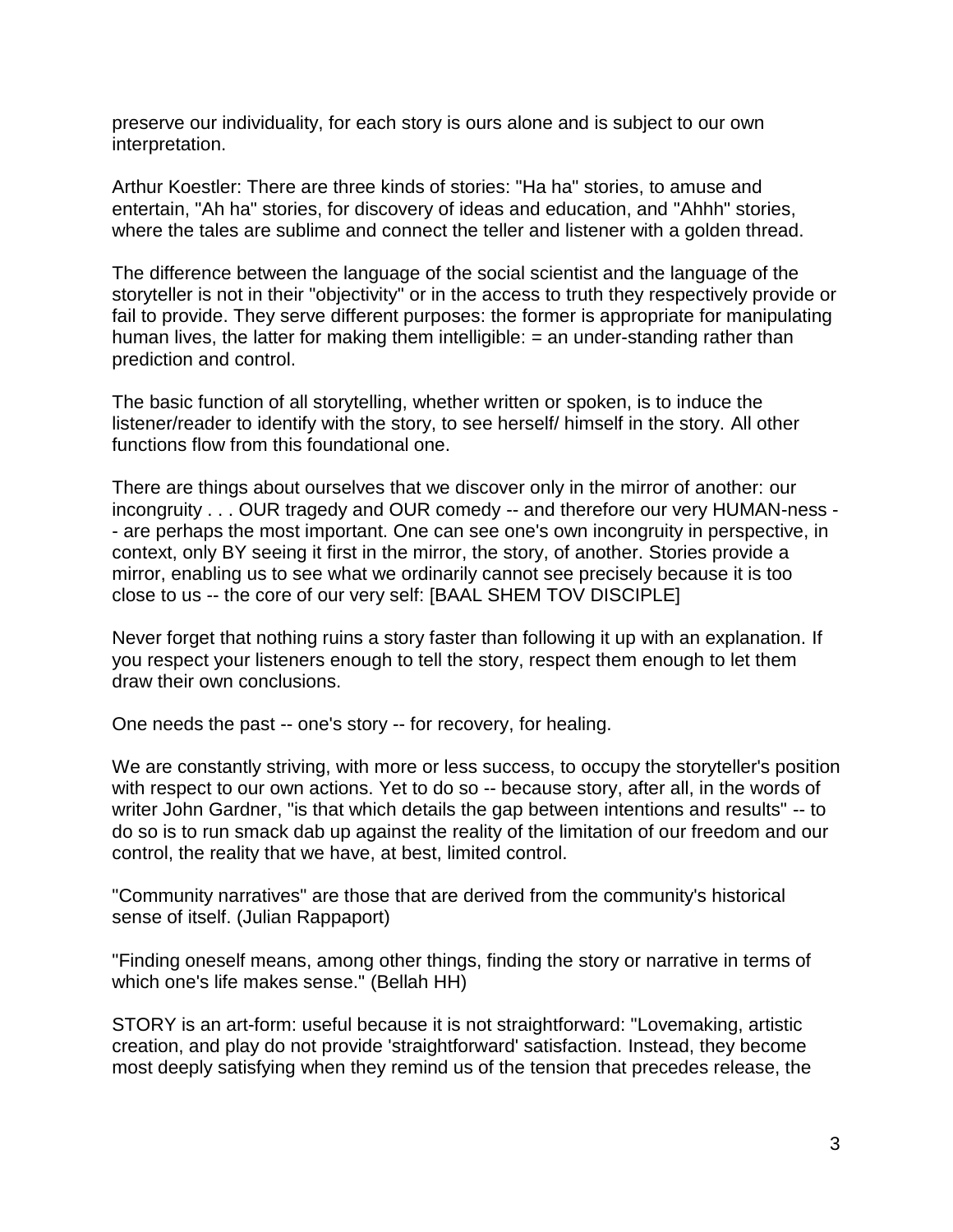preserve our individuality, for each story is ours alone and is subject to our own interpretation.

Arthur Koestler: There are three kinds of stories: "Ha ha" stories, to amuse and entertain, "Ah ha" stories, for discovery of ideas and education, and "Ahhh" stories, where the tales are sublime and connect the teller and listener with a golden thread.

The difference between the language of the social scientist and the language of the storyteller is not in their "objectivity" or in the access to truth they respectively provide or fail to provide. They serve different purposes: the former is appropriate for manipulating human lives, the latter for making them intelligible: = an under-standing rather than prediction and control.

The basic function of all storytelling, whether written or spoken, is to induce the listener/reader to identify with the story, to see herself/ himself in the story. All other functions flow from this foundational one.

There are things about ourselves that we discover only in the mirror of another: our incongruity . . . OUR tragedy and OUR comedy -- and therefore our very HUMAN-ness -- are perhaps the most important. One can see one's own incongruity in perspective, in context, only BY seeing it first in the mirror, the story, of another. Stories provide a mirror, enabling us to see what we ordinarily cannot see precisely because it is too close to us -- the core of our very self: [BAAL SHEM TOV DISCIPLE]

Never forget that nothing ruins a story faster than following it up with an explanation. If you respect your listeners enough to tell the story, respect them enough to let them draw their own conclusions.

One needs the past -- one's story -- for recovery, for healing.

We are constantly striving, with more or less success, to occupy the storyteller's position with respect to our own actions. Yet to do so -- because story, after all, in the words of writer John Gardner, "is that which details the gap between intentions and results" -- to do so is to run smack dab up against the reality of the limitation of our freedom and our control, the reality that we have, at best, limited control.

"Community narratives" are those that are derived from the community's historical sense of itself. (Julian Rappaport)

"Finding oneself means, among other things, finding the story or narrative in terms of which one's life makes sense." (Bellah HH)

STORY is an art-form: useful because it is not straightforward: "Lovemaking, artistic creation, and play do not provide 'straightforward' satisfaction. Instead, they become most deeply satisfying when they remind us of the tension that precedes release, the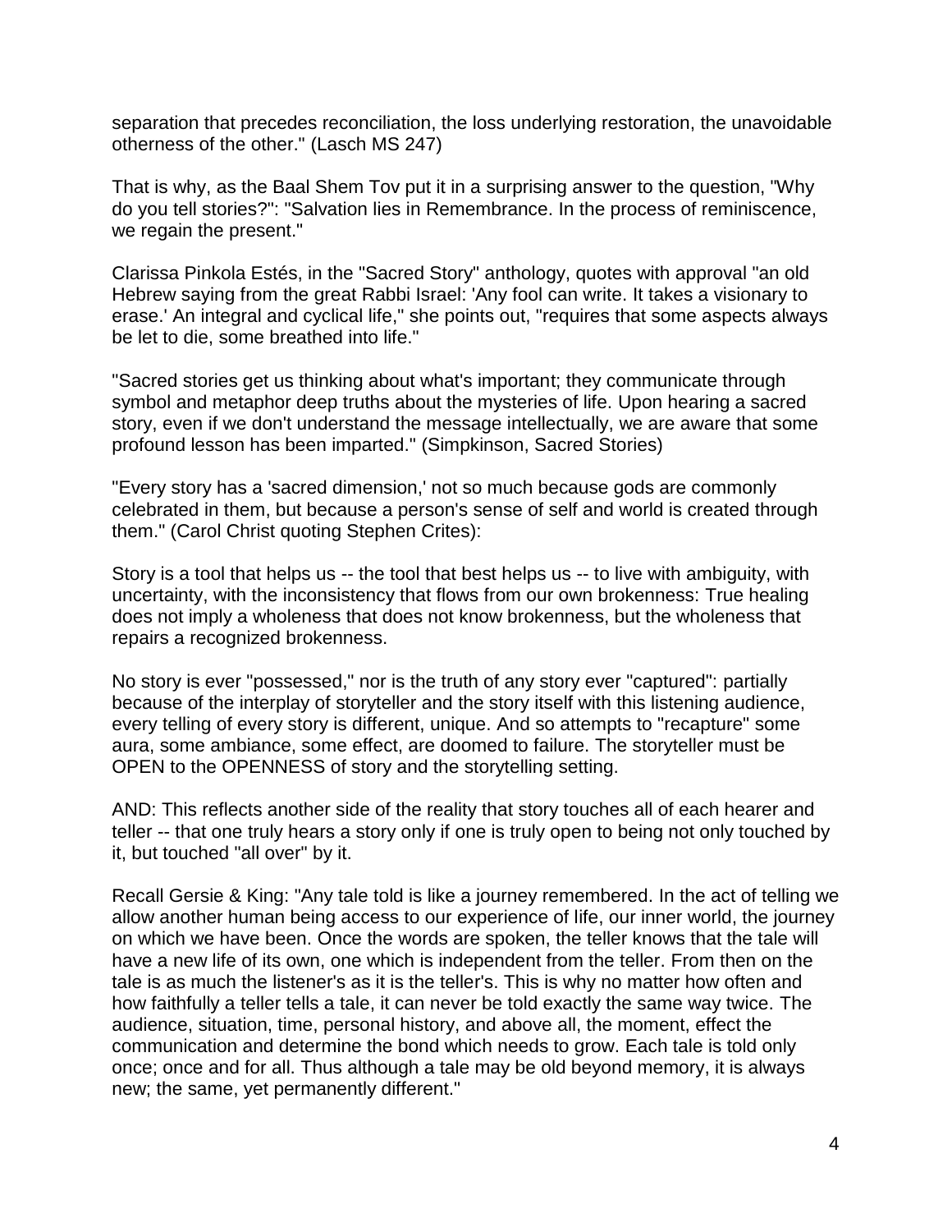separation that precedes reconciliation, the loss underlying restoration, the unavoidable otherness of the other." (Lasch MS 247)

That is why, as the Baal Shem Tov put it in a surprising answer to the question, "Why do you tell stories?": "Salvation lies in Remembrance. In the process of reminiscence, we regain the present."

Clarissa Pinkola Estés, in the "Sacred Story" anthology, quotes with approval "an old Hebrew saying from the great Rabbi Israel: 'Any fool can write. It takes a visionary to erase.' An integral and cyclical life," she points out, "requires that some aspects always be let to die, some breathed into life."

"Sacred stories get us thinking about what's important; they communicate through symbol and metaphor deep truths about the mysteries of life. Upon hearing a sacred story, even if we don't understand the message intellectually, we are aware that some profound lesson has been imparted." (Simpkinson, Sacred Stories)

"Every story has a 'sacred dimension,' not so much because gods are commonly celebrated in them, but because a person's sense of self and world is created through them." (Carol Christ quoting Stephen Crites):

Story is a tool that helps us -- the tool that best helps us -- to live with ambiguity, with uncertainty, with the inconsistency that flows from our own brokenness: True healing does not imply a wholeness that does not know brokenness, but the wholeness that repairs a recognized brokenness.

No story is ever "possessed," nor is the truth of any story ever "captured": partially because of the interplay of storyteller and the story itself with this listening audience, every telling of every story is different, unique. And so attempts to "recapture" some aura, some ambiance, some effect, are doomed to failure. The storyteller must be OPEN to the OPENNESS of story and the storytelling setting.

AND: This reflects another side of the reality that story touches all of each hearer and teller -- that one truly hears a story only if one is truly open to being not only touched by it, but touched "all over" by it.

Recall Gersie & King: "Any tale told is like a journey remembered. In the act of telling we allow another human being access to our experience of life, our inner world, the journey on which we have been. Once the words are spoken, the teller knows that the tale will have a new life of its own, one which is independent from the teller. From then on the tale is as much the listener's as it is the teller's. This is why no matter how often and how faithfully a teller tells a tale, it can never be told exactly the same way twice. The audience, situation, time, personal history, and above all, the moment, effect the communication and determine the bond which needs to grow. Each tale is told only once; once and for all. Thus although a tale may be old beyond memory, it is always new; the same, yet permanently different."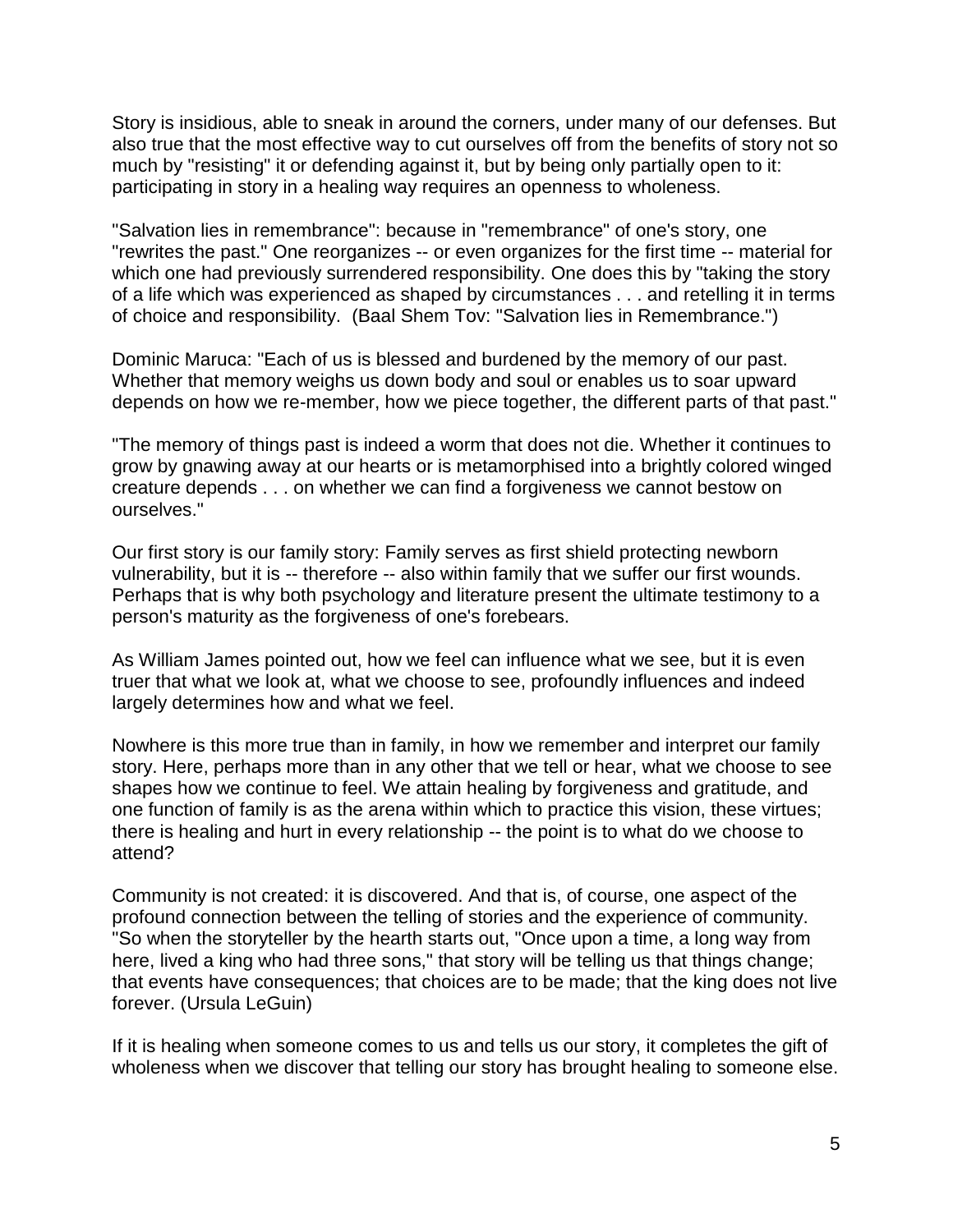Story is insidious, able to sneak in around the corners, under many of our defenses. But also true that the most effective way to cut ourselves off from the benefits of story not so much by "resisting" it or defending against it, but by being only partially open to it: participating in story in a healing way requires an openness to wholeness.

"Salvation lies in remembrance": because in "remembrance" of one's story, one "rewrites the past." One reorganizes -- or even organizes for the first time -- material for which one had previously surrendered responsibility. One does this by "taking the story of a life which was experienced as shaped by circumstances . . . and retelling it in terms of choice and responsibility. (Baal Shem Tov: "Salvation lies in Remembrance.")

Dominic Maruca: "Each of us is blessed and burdened by the memory of our past. Whether that memory weighs us down body and soul or enables us to soar upward depends on how we re-member, how we piece together, the different parts of that past."

"The memory of things past is indeed a worm that does not die. Whether it continues to grow by gnawing away at our hearts or is metamorphised into a brightly colored winged creature depends . . . on whether we can find a forgiveness we cannot bestow on ourselves."

Our first story is our family story: Family serves as first shield protecting newborn vulnerability, but it is -- therefore -- also within family that we suffer our first wounds. Perhaps that is why both psychology and literature present the ultimate testimony to a person's maturity as the forgiveness of one's forebears.

As William James pointed out, how we feel can influence what we see, but it is even truer that what we look at, what we choose to see, profoundly influences and indeed largely determines how and what we feel.

Nowhere is this more true than in family, in how we remember and interpret our family story. Here, perhaps more than in any other that we tell or hear, what we choose to see shapes how we continue to feel. We attain healing by forgiveness and gratitude, and one function of family is as the arena within which to practice this vision, these virtues; there is healing and hurt in every relationship -- the point is to what do we choose to attend?

Community is not created: it is discovered. And that is, of course, one aspect of the profound connection between the telling of stories and the experience of community. "So when the storyteller by the hearth starts out, "Once upon a time, a long way from here, lived a king who had three sons," that story will be telling us that things change; that events have consequences; that choices are to be made; that the king does not live forever. (Ursula LeGuin)

If it is healing when someone comes to us and tells us our story, it completes the gift of wholeness when we discover that telling our story has brought healing to someone else.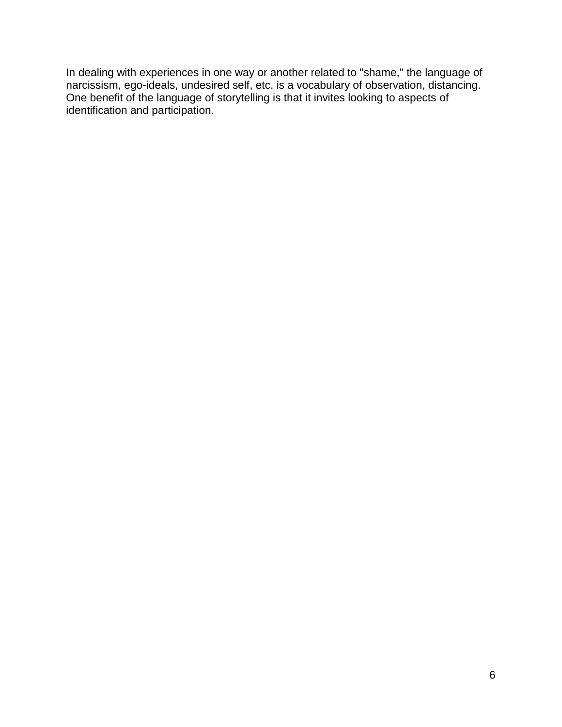In dealing with experiences in one way or another related to "shame," the language of narcissism, ego-ideals, undesired self, etc. is a vocabulary of observation, distancing. One benefit of the language of storytelling is that it invites looking to aspects of identification and participation.